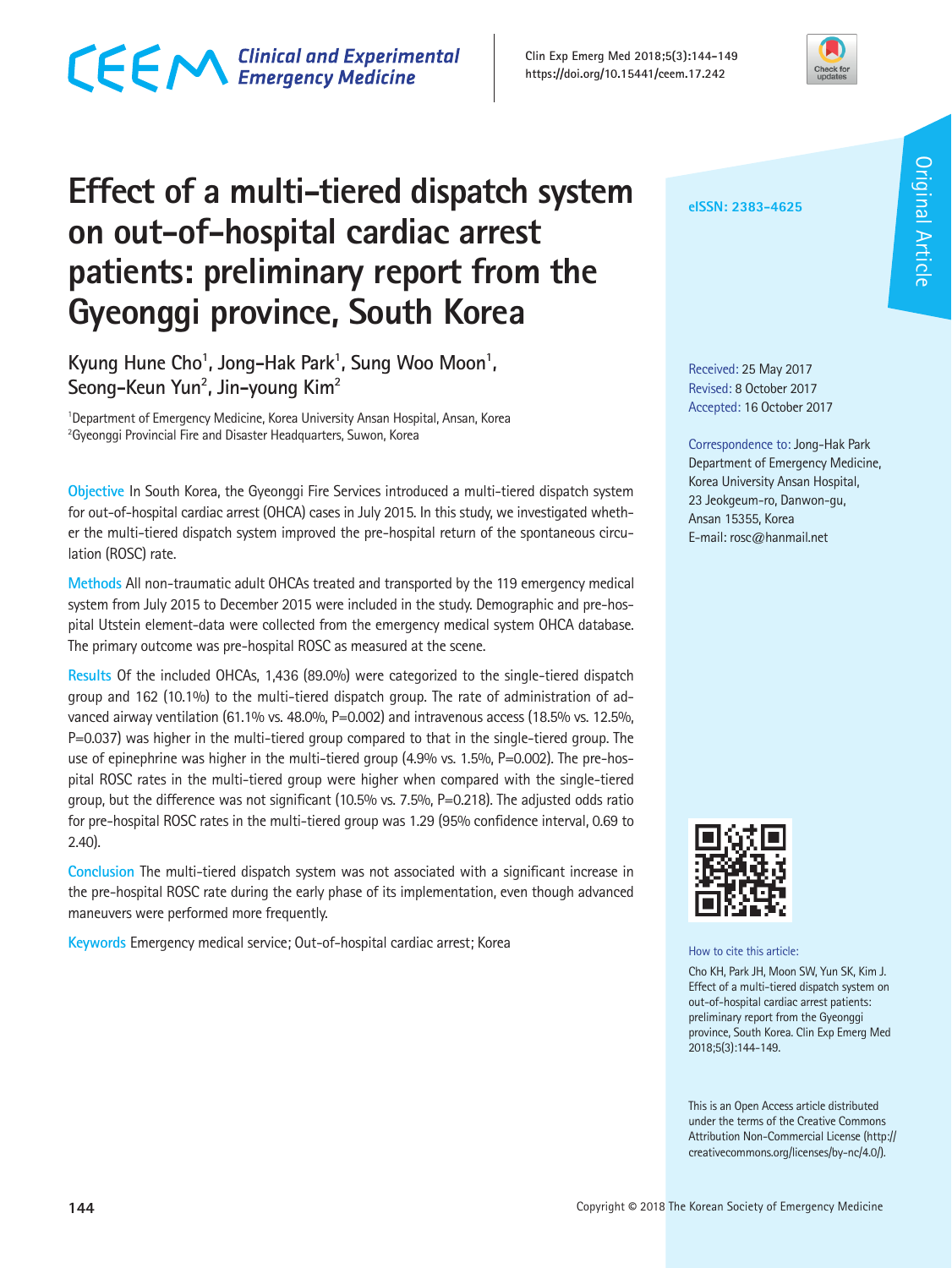# Effect of a multi-tiered dispatch system on out-of-hospital cardiac arrest patients: preliminary report from the Gyeonggi province, South Korea

Kyung Hune Cho[1], Jong-Hak Park[1], Sung Woo Moon[1], Seong-Keun Yun[2], Jin-young Kim[2]

[1]Department of Emergency Medicine, Korea University Ansan Hospital, Ansan, Korea
[2]Gyeonggi Provincial Fire and Disaster Headquarters, Suwon, Korea

**Objective** In South Korea, the Gyeonggi Fire Services introduced a multi-tiered dispatch system for out-of-hospital cardiac arrest (OHCA) cases in July 2015. In this study, we investigated whether the multi-tiered dispatch system improved the pre-hospital return of the spontaneous circulation (ROSC) rate.

**Methods** All non-traumatic adult OHCAs treated and transported by the 119 emergency medical system from July 2015 to December 2015 were included in the study. Demographic and pre-hospital Utstein element-data were collected from the emergency medical system OHCA database. The primary outcome was pre-hospital ROSC as measured at the scene.

**Results** Of the included OHCAs, 1,436 (89.0%) were categorized to the single-tiered dispatch group and 162 (10.1%) to the multi-tiered dispatch group. The rate of administration of advanced airway ventilation (61.1% vs. 48.0%, P=0.002) and intravenous access (18.5% vs. 12.5%, P=0.037) was higher in the multi-tiered group compared to that in the single-tiered group. The use of epinephrine was higher in the multi-tiered group (4.9% vs. 1.5%, P=0.002). The pre-hospital ROSC rates in the multi-tiered group were higher when compared with the single-tiered group, but the difference was not significant (10.5% vs. 7.5%, P=0.218). The adjusted odds ratio for pre-hospital ROSC rates in the multi-tiered group was 1.29 (95% confidence interval, 0.69 to 2.40).

**Conclusion** The multi-tiered dispatch system was not associated with a significant increase in the pre-hospital ROSC rate during the early phase of its implementation, even though advanced maneuvers were performed more frequently.

**Keywords** Emergency medical service; Out-of-hospital cardiac arrest; Korea

eISSN: 2383-4625

Received: 25 May 2017
Revised: 8 October 2017
Accepted: 16 October 2017

Correspondence to: Jong-Hak Park
Department of Emergency Medicine, Korea University Ansan Hospital, 23 Jeokgeum-ro, Danwon-gu, Ansan 15355, Korea
E-mail: rosc@hanmail.net

How to cite this article:
Cho KH, Park JH, Moon SW, Yun SK, Kim J. Effect of a multi-tiered dispatch system on out-of-hospital cardiac arrest patients: preliminary report from the Gyeonggi province, South Korea. Clin Exp Emerg Med 2018;5(3):144-149.

This is an Open Access article distributed under the terms of the Creative Commons Attribution Non-Commercial License (http://creativecommons.org/licenses/by-nc/4.0/).

Copyright © 2018 The Korean Society of Emergency Medicine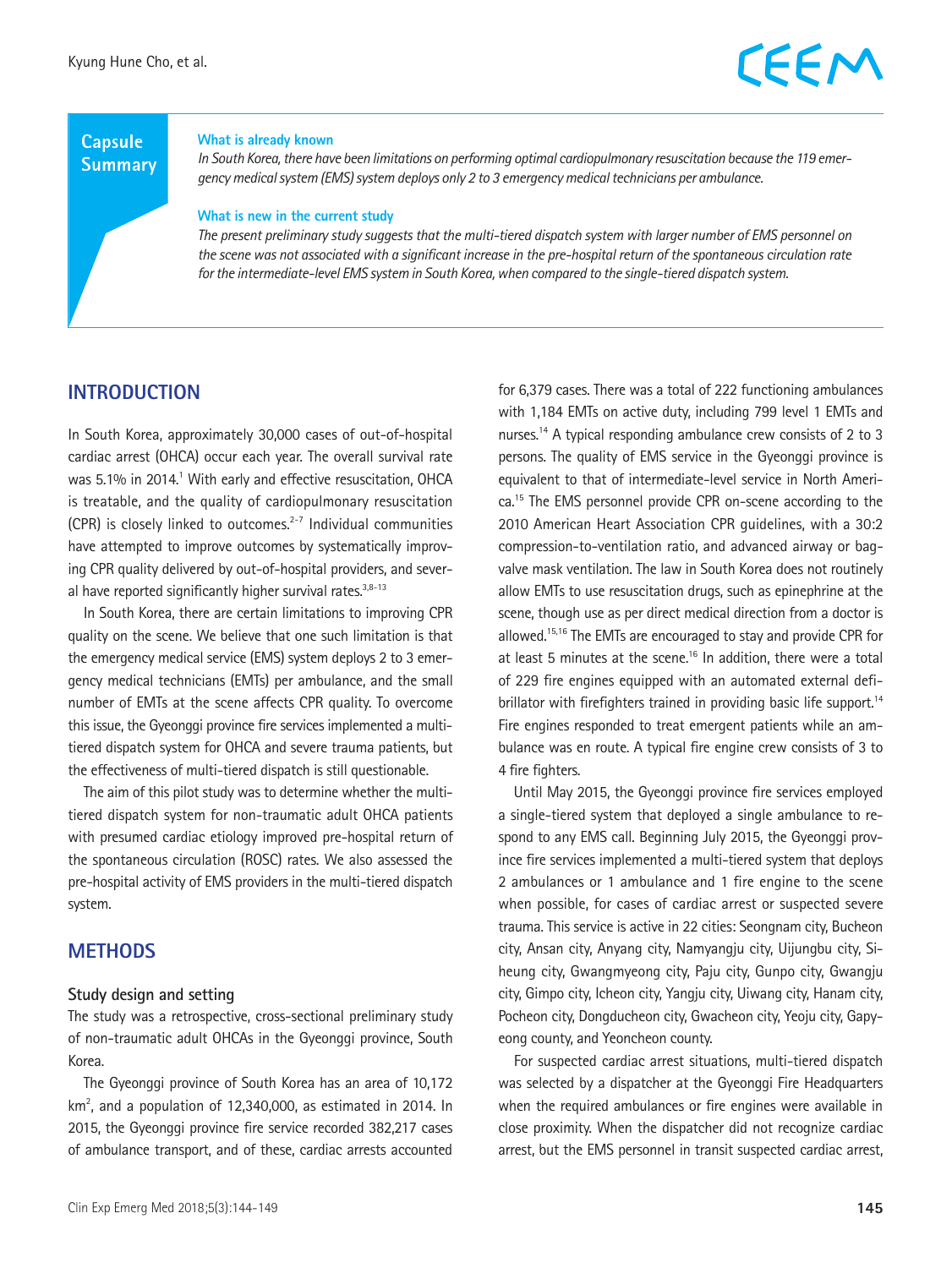## Capsule Summary

**What is already known**

*In South Korea, there have been limitations on performing optimal cardiopulmonary resuscitation because the 119 emergency medical system (EMS) system deploys only 2 to 3 emergency medical technicians per ambulance.*

**What is new in the current study**

*The present preliminary study suggests that the multi-tiered dispatch system with larger number of EMS personnel on the scene was not associated with a significant increase in the pre-hospital return of the spontaneous circulation rate for the intermediate-level EMS system in South Korea, when compared to the single-tiered dispatch system.*

## INTRODUCTION

In South Korea, approximately 30,000 cases of out-of-hospital cardiac arrest (OHCA) occur each year. The overall survival rate was 5.1% in 2014.[1] With early and effective resuscitation, OHCA is treatable, and the quality of cardiopulmonary resuscitation (CPR) is closely linked to outcomes.[2-7] Individual communities have attempted to improve outcomes by systematically improving CPR quality delivered by out-of-hospital providers, and several have reported significantly higher survival rates.[3,8-13]

In South Korea, there are certain limitations to improving CPR quality on the scene. We believe that one such limitation is that the emergency medical service (EMS) system deploys 2 to 3 emergency medical technicians (EMTs) per ambulance, and the small number of EMTs at the scene affects CPR quality. To overcome this issue, the Gyeonggi province fire services implemented a multi-tiered dispatch system for OHCA and severe trauma patients, but the effectiveness of multi-tiered dispatch is still questionable.

The aim of this pilot study was to determine whether the multi-tiered dispatch system for non-traumatic adult OHCA patients with presumed cardiac etiology improved pre-hospital return of the spontaneous circulation (ROSC) rates. We also assessed the pre-hospital activity of EMS providers in the multi-tiered dispatch system.

## METHODS

### Study design and setting

The study was a retrospective, cross-sectional preliminary study of non-traumatic adult OHCAs in the Gyeonggi province, South Korea.

The Gyeonggi province of South Korea has an area of 10,172 $km^2$, and a population of 12,340,000, as estimated in 2014. In 2015, the Gyeonggi province fire service recorded 382,217 cases of ambulance transport, and of these, cardiac arrests accounted for 6,379 cases. There was a total of 222 functioning ambulances with 1,184 EMTs on active duty, including 799 level 1 EMTs and nurses.[14] A typical responding ambulance crew consists of 2 to 3 persons. The quality of EMS service in the Gyeonggi province is equivalent to that of intermediate-level service in North America.[15] The EMS personnel provide CPR on-scene according to the 2010 American Heart Association CPR guidelines, with a 30:2 compression-to-ventilation ratio, and advanced airway or bag-valve mask ventilation. The law in South Korea does not routinely allow EMTs to use resuscitation drugs, such as epinephrine at the scene, though use as per direct medical direction from a doctor is allowed.[15,16] The EMTs are encouraged to stay and provide CPR for at least 5 minutes at the scene.[16] In addition, there were a total of 229 fire engines equipped with an automated external defibrillator with firefighters trained in providing basic life support.[14] Fire engines responded to treat emergent patients while an ambulance was en route. A typical fire engine crew consists of 3 to 4 fire fighters.

Until May 2015, the Gyeonggi province fire services employed a single-tiered system that deployed a single ambulance to respond to any EMS call. Beginning July 2015, the Gyeonggi province fire services implemented a multi-tiered system that deploys 2 ambulances or 1 ambulance and 1 fire engine to the scene when possible, for cases of cardiac arrest or suspected severe trauma. This service is active in 22 cities: Seongnam city, Bucheon city, Ansan city, Anyang city, Namyangju city, Uijungbu city, Siheung city, Gwangmyeong city, Paju city, Gunpo city, Gwangju city, Gimpo city, Icheon city, Yangju city, Uiwang city, Hanam city, Pocheon city, Dongducheon city, Gwacheon city, Yeoju city, Gapyeong county, and Yeoncheon county.

For suspected cardiac arrest situations, multi-tiered dispatch was selected by a dispatcher at the Gyeonggi Fire Headquarters when the required ambulances or fire engines were available in close proximity. When the dispatcher did not recognize cardiac arrest, but the EMS personnel in transit suspected cardiac arrest,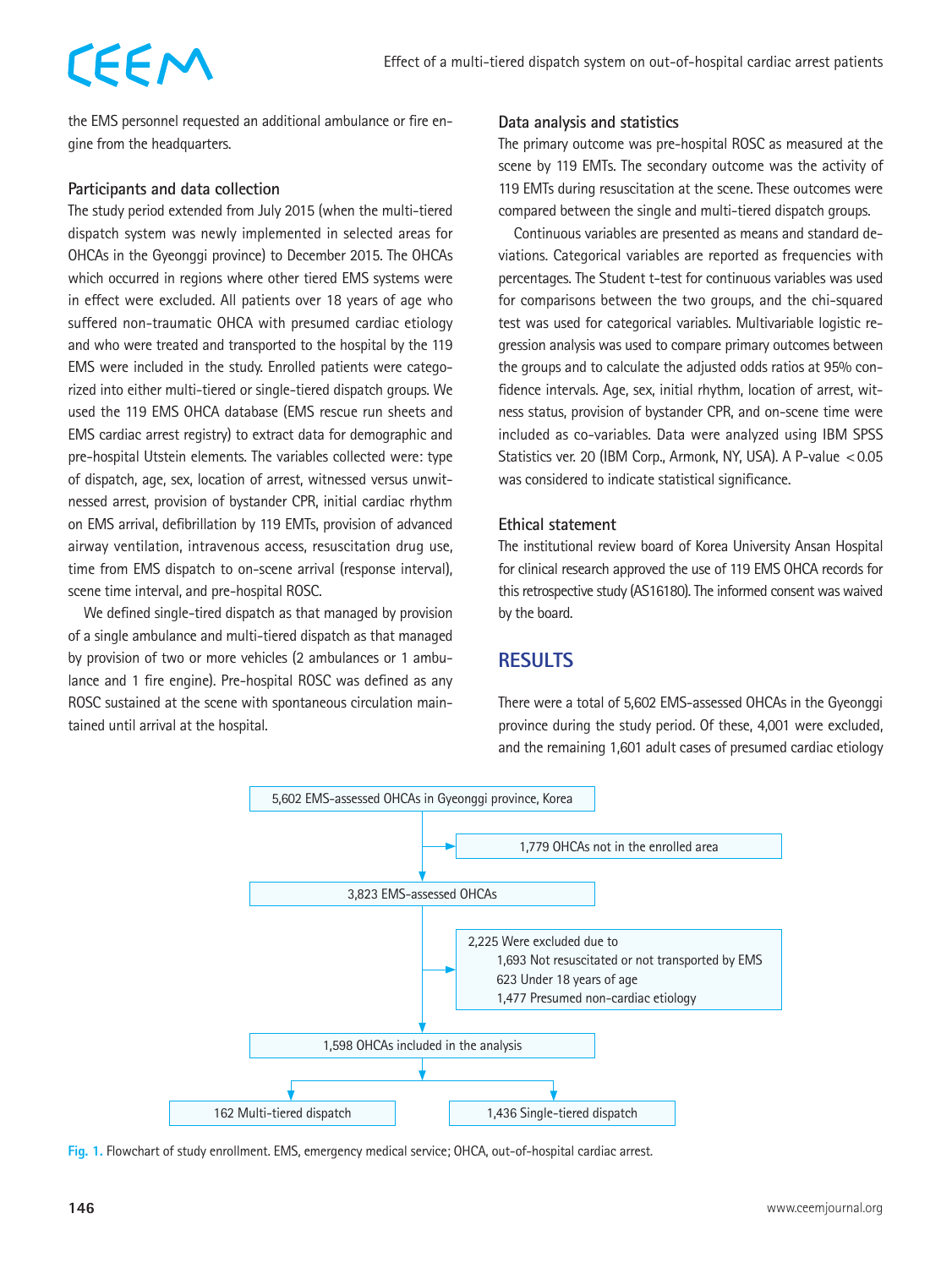the EMS personnel requested an additional ambulance or fire engine from the headquarters.

### Participants and data collection

The study period extended from July 2015 (when the multi-tiered dispatch system was newly implemented in selected areas for OHCAs in the Gyeonggi province) to December 2015. The OHCAs which occurred in regions where other tiered EMS systems were in effect were excluded. All patients over 18 years of age who suffered non-traumatic OHCA with presumed cardiac etiology and who were treated and transported to the hospital by the 119 EMS were included in the study. Enrolled patients were categorized into either multi-tiered or single-tiered dispatch groups. We used the 119 EMS OHCA database (EMS rescue run sheets and EMS cardiac arrest registry) to extract data for demographic and pre-hospital Utstein elements. The variables collected were: type of dispatch, age, sex, location of arrest, witnessed versus unwitnessed arrest, provision of bystander CPR, initial cardiac rhythm on EMS arrival, defibrillation by 119 EMTs, provision of advanced airway ventilation, intravenous access, resuscitation drug use, time from EMS dispatch to on-scene arrival (response interval), scene time interval, and pre-hospital ROSC.

We defined single-tired dispatch as that managed by provision of a single ambulance and multi-tiered dispatch as that managed by provision of two or more vehicles (2 ambulances or 1 ambulance and 1 fire engine). Pre-hospital ROSC was defined as any ROSC sustained at the scene with spontaneous circulation maintained until arrival at the hospital.

### Data analysis and statistics

The primary outcome was pre-hospital ROSC as measured at the scene by 119 EMTs. The secondary outcome was the activity of 119 EMTs during resuscitation at the scene. These outcomes were compared between the single and multi-tiered dispatch groups.

Continuous variables are presented as means and standard deviations. Categorical variables are reported as frequencies with percentages. The Student t-test for continuous variables was used for comparisons between the two groups, and the chi-squared test was used for categorical variables. Multivariable logistic regression analysis was used to compare primary outcomes between the groups and to calculate the adjusted odds ratios at 95% confidence intervals. Age, sex, initial rhythm, location of arrest, witness status, provision of bystander CPR, and on-scene time were included as co-variables. Data were analyzed using IBM SPSS Statistics ver. 20 (IBM Corp., Armonk, NY, USA). A P-value $<0.05$ was considered to indicate statistical significance.

### Ethical statement

The institutional review board of Korea University Ansan Hospital for clinical research approved the use of 119 EMS OHCA records for this retrospective study (AS16180). The informed consent was waived by the board.

## RESULTS

There were a total of 5,602 EMS-assessed OHCAs in the Gyeonggi province during the study period. Of these, 4,001 were excluded, and the remaining 1,601 adult cases of presumed cardiac etiology

5,602 EMS-assessed OHCAs in Gyeonggi province, Korea
→ 1,779 OHCAs not in the enrolled area

3,823 EMS-assessed OHCAs
→ 2,225 Were excluded due to
- 1,693 Not resuscitated or not transported by EMS
- 623 Under 18 years of age
- 1,477 Presumed non-cardiac etiology

1,598 OHCAs included in the analysis

162 Multi-tiered dispatch | 1,436 Single-tiered dispatch

Fig. 1. Flowchart of study enrollment. EMS, emergency medical service; OHCA, out-of-hospital cardiac arrest.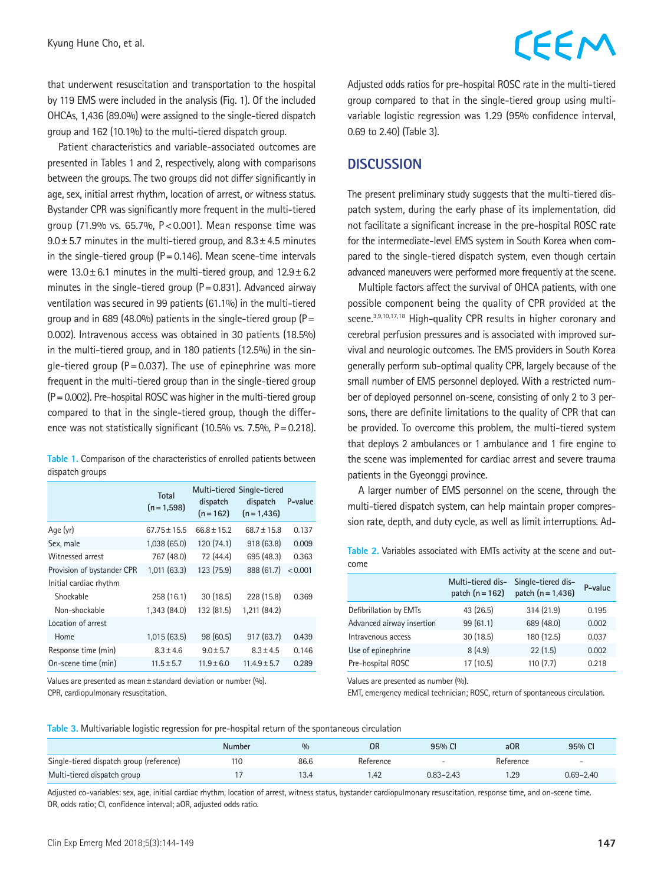that underwent resuscitation and transportation to the hospital by 119 EMS were included in the analysis (Fig. 1). Of the included OHCAs, 1,436 (89.0%) were assigned to the single-tiered dispatch group and 162 (10.1%) to the multi-tiered dispatch group.

Patient characteristics and variable-associated outcomes are presented in Tables 1 and 2, respectively, along with comparisons between the groups. The two groups did not differ significantly in age, sex, initial arrest rhythm, location of arrest, or witness status. Bystander CPR was significantly more frequent in the multi-tiered group (71.9% vs. 65.7%, P<0.001). Mean response time was 9.0±5.7 minutes in the multi-tiered group, and 8.3±4.5 minutes in the single-tiered group (P=0.146). Mean scene-time intervals were 13.0±6.1 minutes in the multi-tiered group, and 12.9±6.2 minutes in the single-tiered group (P=0.831). Advanced airway ventilation was secured in 99 patients (61.1%) in the multi-tiered group and in 689 (48.0%) patients in the single-tiered group (P=0.002). Intravenous access was obtained in 30 patients (18.5%) in the multi-tiered group, and in 180 patients (12.5%) in the single-tiered group (P=0.037). The use of epinephrine was more frequent in the multi-tiered group than in the single-tiered group (P=0.002). Pre-hospital ROSC was higher in the multi-tiered group compared to that in the single-tiered group, though the difference was not statistically significant (10.5% vs. 7.5%, P=0.218).

**Table 1.** Comparison of the characteristics of enrolled patients between dispatch groups

| | Total (n=1,598) | Multi-tiered dispatch (n=162) | Single-tiered dispatch (n=1,436) | P-value |
|---|---|---|---|---|
| Age (yr) | 67.75±15.5 | 66.8±15.2 | 68.7±15.8 | 0.137 |
| Sex, male | 1,038 (65.0) | 120 (74.1) | 918 (63.8) | 0.009 |
| Witnessed arrest | 767 (48.0) | 72 (44.4) | 695 (48.3) | 0.363 |
| Provision of bystander CPR | 1,011 (63.3) | 123 (75.9) | 888 (61.7) | <0.001 |
| Initial cardiac rhythm | | | | |
| Shockable | 258 (16.1) | 30 (18.5) | 228 (15.8) | 0.369 |
| Non-shockable | 1,343 (84.0) | 132 (81.5) | 1,211 (84.2) | |
| Location of arrest | | | | |
| Home | 1,015 (63.5) | 98 (60.5) | 917 (63.7) | 0.439 |
| Response time (min) | 8.3±4.6 | 9.0±5.7 | 8.3±4.5 | 0.146 |
| On-scene time (min) | 11.5±5.7 | 11.9±6.0 | 11.4.9±5.7 | 0.289 |

Values are presented as mean±standard deviation or number (%).
CPR, cardiopulmonary resuscitation.

Adjusted odds ratios for pre-hospital ROSC rate in the multi-tiered group compared to that in the single-tiered group using multivariable logistic regression was 1.29 (95% confidence interval, 0.69 to 2.40) (Table 3).

## DISCUSSION

The present preliminary study suggests that the multi-tiered dispatch system, during the early phase of its implementation, did not facilitate a significant increase in the pre-hospital ROSC rate for the intermediate-level EMS system in South Korea when compared to the single-tiered dispatch system, even though certain advanced maneuvers were performed more frequently at the scene.

Multiple factors affect the survival of OHCA patients, with one possible component being the quality of CPR provided at the scene.[3,9,10,17,18] High-quality CPR results in higher coronary and cerebral perfusion pressures and is associated with improved survival and neurologic outcomes. The EMS providers in South Korea generally perform sub-optimal quality CPR, largely because of the small number of EMS personnel deployed. With a restricted number of deployed personnel on-scene, consisting of only 2 to 3 persons, there are definite limitations to the quality of CPR that can be provided. To overcome this problem, the multi-tiered system that deploys 2 ambulances or 1 ambulance and 1 fire engine to the scene was implemented for cardiac arrest and severe trauma patients in the Gyeonggi province.

A larger number of EMS personnel on the scene, through the multi-tiered dispatch system, can help maintain proper compression rate, depth, and duty cycle, as well as limit interruptions. Ad-

**Table 2.** Variables associated with EMTs activity at the scene and outcome

| | Multi-tiered dispatch (n=162) | Single-tiered dispatch (n=1,436) | P-value |
|---|---|---|---|
| Defibrillation by EMTs | 43 (26.5) | 314 (21.9) | 0.195 |
| Advanced airway insertion | 99 (61.1) | 689 (48.0) | 0.002 |
| Intravenous access | 30 (18.5) | 180 (12.5) | 0.037 |
| Use of epinephrine | 8 (4.9) | 22 (1.5) | 0.002 |
| Pre-hospital ROSC | 17 (10.5) | 110 (7.7) | 0.218 |

Values are presented as number (%).
EMT, emergency medical technician; ROSC, return of spontaneous circulation.

**Table 3.** Multivariable logistic regression for pre-hospital return of the spontaneous circulation

| | Number | % | OR | 95% CI | aOR | 95% CI |
|---|---|---|---|---|---|---|
| Single-tiered dispatch group (reference) | 110 | 86.6 | Reference | - | Reference | - |
| Multi-tiered dispatch group | 17 | 13.4 | 1.42 | 0.83–2.43 | 1.29 | 0.69–2.40 |

Adjusted co-variables: sex, age, initial cardiac rhythm, location of arrest, witness status, bystander cardiopulmonary resuscitation, response time, and on-scene time.
OR, odds ratio; CI, confidence interval; aOR, adjusted odds ratio.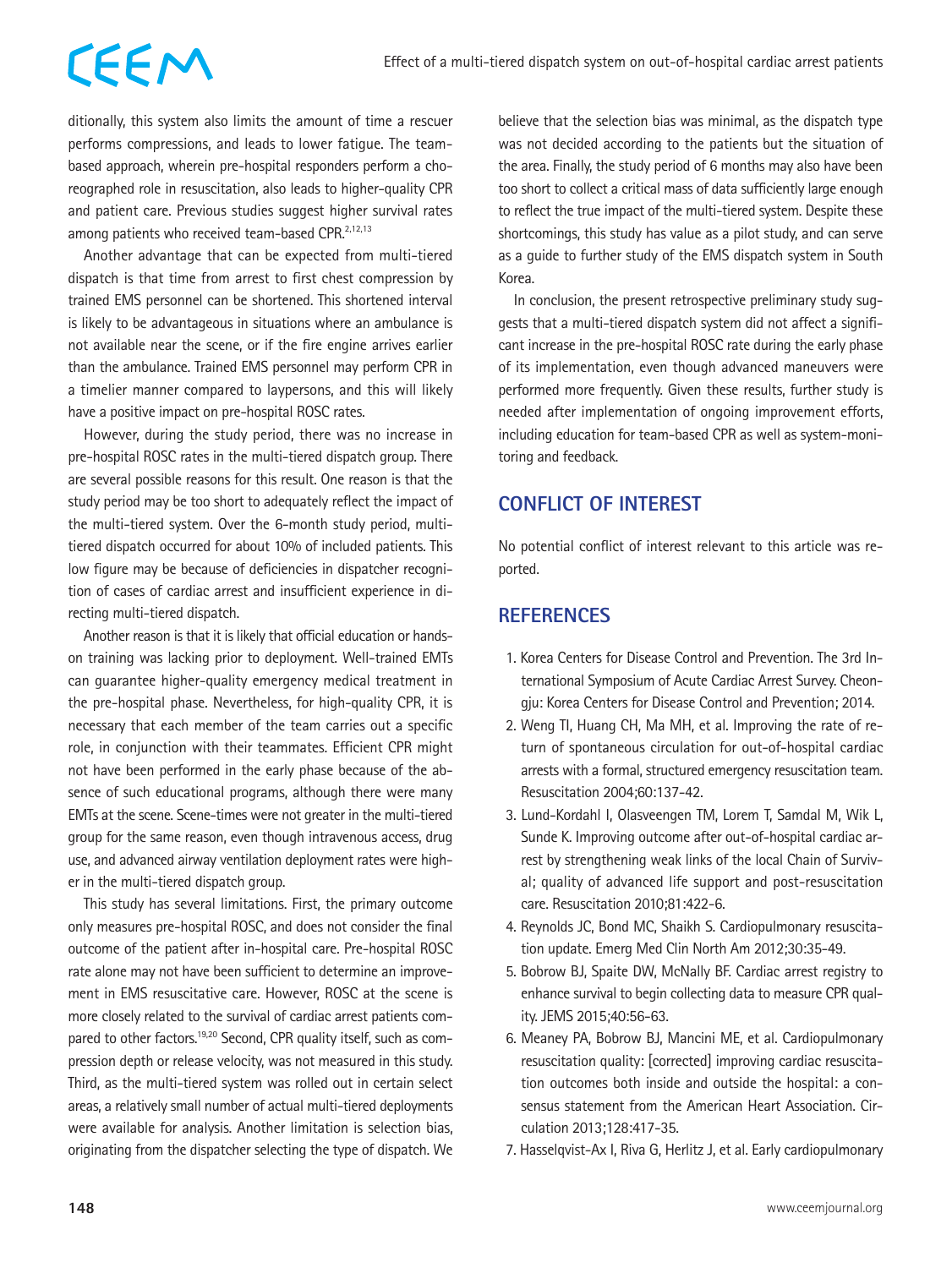ditionally, this system also limits the amount of time a rescuer performs compressions, and leads to lower fatigue. The team-based approach, wherein pre-hospital responders perform a choreographed role in resuscitation, also leads to higher-quality CPR and patient care. Previous studies suggest higher survival rates among patients who received team-based CPR.[2,12,13]

Another advantage that can be expected from multi-tiered dispatch is that time from arrest to first chest compression by trained EMS personnel can be shortened. This shortened interval is likely to be advantageous in situations where an ambulance is not available near the scene, or if the fire engine arrives earlier than the ambulance. Trained EMS personnel may perform CPR in a timelier manner compared to laypersons, and this will likely have a positive impact on pre-hospital ROSC rates.

However, during the study period, there was no increase in pre-hospital ROSC rates in the multi-tiered dispatch group. There are several possible reasons for this result. One reason is that the study period may be too short to adequately reflect the impact of the multi-tiered system. Over the 6-month study period, multi-tiered dispatch occurred for about 10% of included patients. This low figure may be because of deficiencies in dispatcher recognition of cases of cardiac arrest and insufficient experience in directing multi-tiered dispatch.

Another reason is that it is likely that official education or hands-on training was lacking prior to deployment. Well-trained EMTs can guarantee higher-quality emergency medical treatment in the pre-hospital phase. Nevertheless, for high-quality CPR, it is necessary that each member of the team carries out a specific role, in conjunction with their teammates. Efficient CPR might not have been performed in the early phase because of the absence of such educational programs, although there were many EMTs at the scene. Scene-times were not greater in the multi-tiered group for the same reason, even though intravenous access, drug use, and advanced airway ventilation deployment rates were higher in the multi-tiered dispatch group.

This study has several limitations. First, the primary outcome only measures pre-hospital ROSC, and does not consider the final outcome of the patient after in-hospital care. Pre-hospital ROSC rate alone may not have been sufficient to determine an improvement in EMS resuscitative care. However, ROSC at the scene is more closely related to the survival of cardiac arrest patients compared to other factors.[19,20] Second, CPR quality itself, such as compression depth or release velocity, was not measured in this study. Third, as the multi-tiered system was rolled out in certain select areas, a relatively small number of actual multi-tiered deployments were available for analysis. Another limitation is selection bias, originating from the dispatcher selecting the type of dispatch. We believe that the selection bias was minimal, as the dispatch type was not decided according to the patients but the situation of the area. Finally, the study period of 6 months may also have been too short to collect a critical mass of data sufficiently large enough to reflect the true impact of the multi-tiered system. Despite these shortcomings, this study has value as a pilot study, and can serve as a guide to further study of the EMS dispatch system in South Korea.

In conclusion, the present retrospective preliminary study suggests that a multi-tiered dispatch system did not affect a significant increase in the pre-hospital ROSC rate during the early phase of its implementation, even though advanced maneuvers were performed more frequently. Given these results, further study is needed after implementation of ongoing improvement efforts, including education for team-based CPR as well as system-monitoring and feedback.

## CONFLICT OF INTEREST

No potential conflict of interest relevant to this article was reported.

## REFERENCES

1. Korea Centers for Disease Control and Prevention. The 3rd International Symposium of Acute Cardiac Arrest Survey. Cheongju: Korea Centers for Disease Control and Prevention; 2014.
2. Weng TI, Huang CH, Ma MH, et al. Improving the rate of return of spontaneous circulation for out-of-hospital cardiac arrests with a formal, structured emergency resuscitation team. Resuscitation 2004;60:137-42.
3. Lund-Kordahl I, Olasveengen TM, Lorem T, Samdal M, Wik L, Sunde K. Improving outcome after out-of-hospital cardiac arrest by strengthening weak links of the local Chain of Survival; quality of advanced life support and post-resuscitation care. Resuscitation 2010;81:422-6.
4. Reynolds JC, Bond MC, Shaikh S. Cardiopulmonary resuscitation update. Emerg Med Clin North Am 2012;30:35-49.
5. Bobrow BJ, Spaite DW, McNally BF. Cardiac arrest registry to enhance survival to begin collecting data to measure CPR quality. JEMS 2015;40:56-63.
6. Meaney PA, Bobrow BJ, Mancini ME, et al. Cardiopulmonary resuscitation quality: [corrected] improving cardiac resuscitation outcomes both inside and outside the hospital: a consensus statement from the American Heart Association. Circulation 2013;128:417-35.
7. Hasselqvist-Ax I, Riva G, Herlitz J, et al. Early cardiopulmonary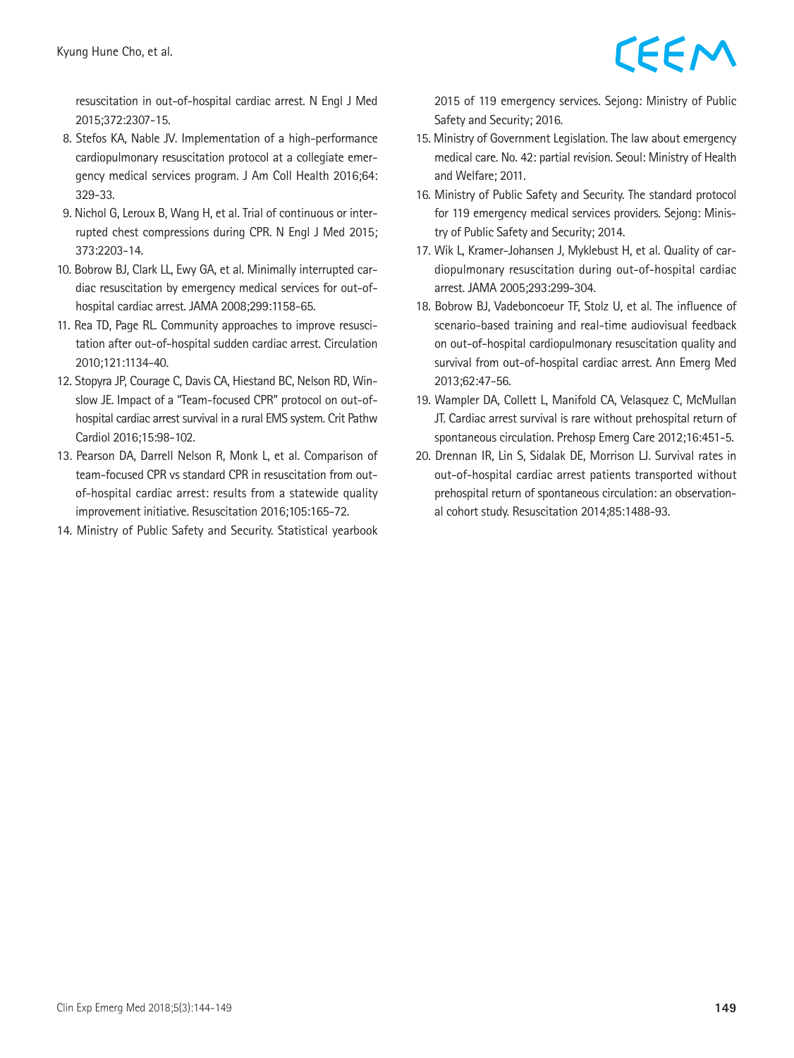resuscitation in out-of-hospital cardiac arrest. N Engl J Med 2015;372:2307-15.

8. Stefos KA, Nable JV. Implementation of a high-performance cardiopulmonary resuscitation protocol at a collegiate emergency medical services program. J Am Coll Health 2016;64: 329-33.
9. Nichol G, Leroux B, Wang H, et al. Trial of continuous or interrupted chest compressions during CPR. N Engl J Med 2015; 373:2203-14.
10. Bobrow BJ, Clark LL, Ewy GA, et al. Minimally interrupted cardiac resuscitation by emergency medical services for out-of-hospital cardiac arrest. JAMA 2008;299:1158-65.
11. Rea TD, Page RL. Community approaches to improve resuscitation after out-of-hospital sudden cardiac arrest. Circulation 2010;121:1134-40.
12. Stopyra JP, Courage C, Davis CA, Hiestand BC, Nelson RD, Winslow JE. Impact of a "Team-focused CPR" protocol on out-of-hospital cardiac arrest survival in a rural EMS system. Crit Pathw Cardiol 2016;15:98-102.
13. Pearson DA, Darrell Nelson R, Monk L, et al. Comparison of team-focused CPR vs standard CPR in resuscitation from out-of-hospital cardiac arrest: results from a statewide quality improvement initiative. Resuscitation 2016;105:165-72.
14. Ministry of Public Safety and Security. Statistical yearbook 2015 of 119 emergency services. Sejong: Ministry of Public Safety and Security; 2016.
15. Ministry of Government Legislation. The law about emergency medical care. No. 42: partial revision. Seoul: Ministry of Health and Welfare; 2011.
16. Ministry of Public Safety and Security. The standard protocol for 119 emergency medical services providers. Sejong: Ministry of Public Safety and Security; 2014.
17. Wik L, Kramer-Johansen J, Myklebust H, et al. Quality of cardiopulmonary resuscitation during out-of-hospital cardiac arrest. JAMA 2005;293:299-304.
18. Bobrow BJ, Vadeboncoeur TF, Stolz U, et al. The influence of scenario-based training and real-time audiovisual feedback on out-of-hospital cardiopulmonary resuscitation quality and survival from out-of-hospital cardiac arrest. Ann Emerg Med 2013;62:47-56.
19. Wampler DA, Collett L, Manifold CA, Velasquez C, McMullan JT. Cardiac arrest survival is rare without prehospital return of spontaneous circulation. Prehosp Emerg Care 2012;16:451-5.
20. Drennan IR, Lin S, Sidalak DE, Morrison LJ. Survival rates in out-of-hospital cardiac arrest patients transported without prehospital return of spontaneous circulation: an observational cohort study. Resuscitation 2014;85:1488-93.